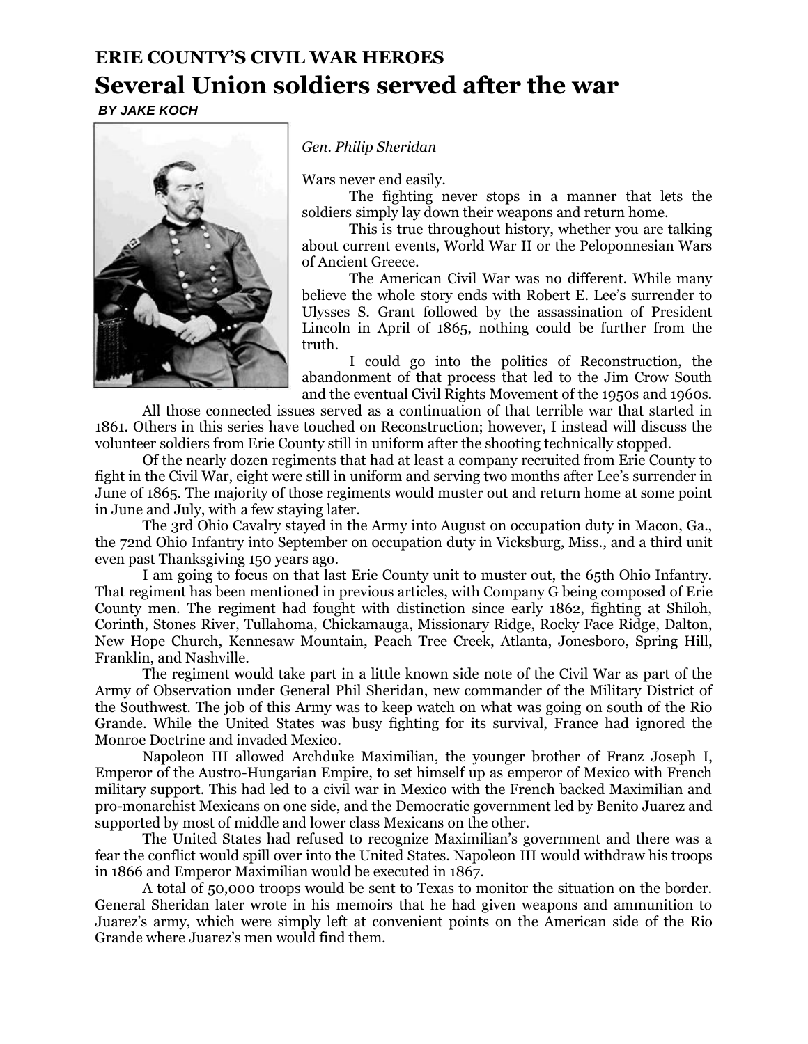**ERIE COUNTY'S CIVIL WAR HEROES**

# Several Union soldiers served after the war

***BY JAKE KOCH***

*Gen. Philip Sheridan*

Wars never end easily.

The fighting never stops in a manner that lets the soldiers simply lay down their weapons and return home.

This is true throughout history, whether you are talking about current events, World War II or the Peloponnesian Wars of Ancient Greece.

The American Civil War was no different. While many believe the whole story ends with Robert E. Lee's surrender to Ulysses S. Grant followed by the assassination of President Lincoln in April of 1865, nothing could be further from the truth.

I could go into the politics of Reconstruction, the abandonment of that process that led to the Jim Crow South and the eventual Civil Rights Movement of the 1950s and 1960s. All those connected issues served as a continuation of that terrible war that started in 1861. Others in this series have touched on Reconstruction; however, I instead will discuss the volunteer soldiers from Erie County still in uniform after the shooting technically stopped.

Of the nearly dozen regiments that had at least a company recruited from Erie County to fight in the Civil War, eight were still in uniform and serving two months after Lee's surrender in June of 1865. The majority of those regiments would muster out and return home at some point in June and July, with a few staying later.

The 3rd Ohio Cavalry stayed in the Army into August on occupation duty in Macon, Ga., the 72nd Ohio Infantry into September on occupation duty in Vicksburg, Miss., and a third unit even past Thanksgiving 150 years ago.

I am going to focus on that last Erie County unit to muster out, the 65th Ohio Infantry. That regiment has been mentioned in previous articles, with Company G being composed of Erie County men. The regiment had fought with distinction since early 1862, fighting at Shiloh, Corinth, Stones River, Tullahoma, Chickamauga, Missionary Ridge, Rocky Face Ridge, Dalton, New Hope Church, Kennesaw Mountain, Peach Tree Creek, Atlanta, Jonesboro, Spring Hill, Franklin, and Nashville.

The regiment would take part in a little known side note of the Civil War as part of the Army of Observation under General Phil Sheridan, new commander of the Military District of the Southwest. The job of this Army was to keep watch on what was going on south of the Rio Grande. While the United States was busy fighting for its survival, France had ignored the Monroe Doctrine and invaded Mexico.

Napoleon III allowed Archduke Maximilian, the younger brother of Franz Joseph I, Emperor of the Austro-Hungarian Empire, to set himself up as emperor of Mexico with French military support. This had led to a civil war in Mexico with the French backed Maximilian and pro-monarchist Mexicans on one side, and the Democratic government led by Benito Juarez and supported by most of middle and lower class Mexicans on the other.

The United States had refused to recognize Maximilian's government and there was a fear the conflict would spill over into the United States. Napoleon III would withdraw his troops in 1866 and Emperor Maximilian would be executed in 1867.

A total of 50,000 troops would be sent to Texas to monitor the situation on the border. General Sheridan later wrote in his memoirs that he had given weapons and ammunition to Juarez's army, which were simply left at convenient points on the American side of the Rio Grande where Juarez's men would find them.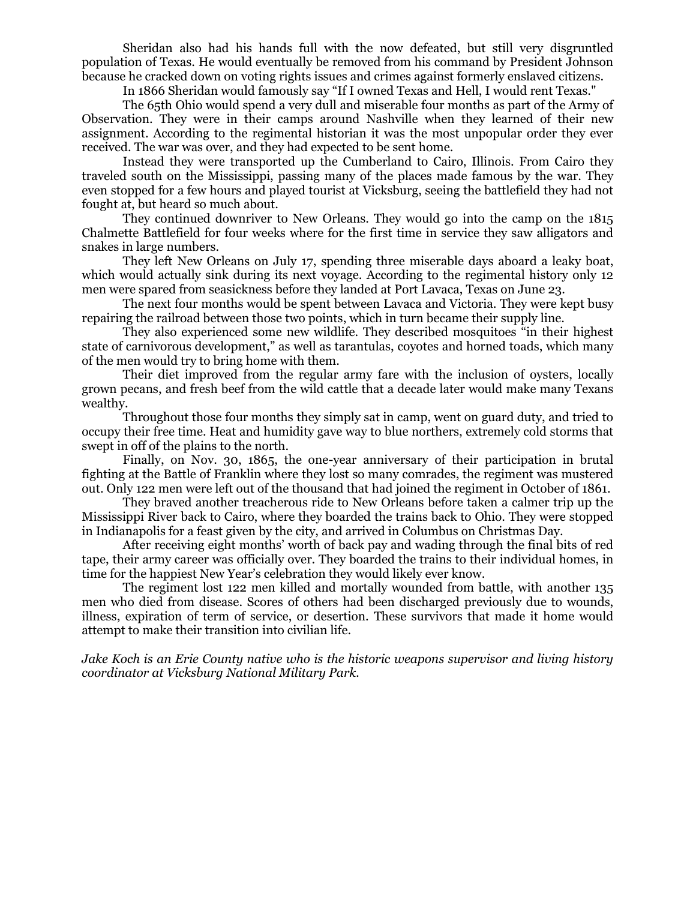Sheridan also had his hands full with the now defeated, but still very disgruntled population of Texas. He would eventually be removed from his command by President Johnson because he cracked down on voting rights issues and crimes against formerly enslaved citizens.

In 1866 Sheridan would famously say "If I owned Texas and Hell, I would rent Texas."

The 65th Ohio would spend a very dull and miserable four months as part of the Army of Observation. They were in their camps around Nashville when they learned of their new assignment. According to the regimental historian it was the most unpopular order they ever received. The war was over, and they had expected to be sent home.

Instead they were transported up the Cumberland to Cairo, Illinois. From Cairo they traveled south on the Mississippi, passing many of the places made famous by the war. They even stopped for a few hours and played tourist at Vicksburg, seeing the battlefield they had not fought at, but heard so much about.

They continued downriver to New Orleans. They would go into the camp on the 1815 Chalmette Battlefield for four weeks where for the first time in service they saw alligators and snakes in large numbers.

They left New Orleans on July 17, spending three miserable days aboard a leaky boat, which would actually sink during its next voyage. According to the regimental history only 12 men were spared from seasickness before they landed at Port Lavaca, Texas on June 23.

The next four months would be spent between Lavaca and Victoria. They were kept busy repairing the railroad between those two points, which in turn became their supply line.

They also experienced some new wildlife. They described mosquitoes "in their highest state of carnivorous development," as well as tarantulas, coyotes and horned toads, which many of the men would try to bring home with them.

Their diet improved from the regular army fare with the inclusion of oysters, locally grown pecans, and fresh beef from the wild cattle that a decade later would make many Texans wealthy.

Throughout those four months they simply sat in camp, went on guard duty, and tried to occupy their free time. Heat and humidity gave way to blue northers, extremely cold storms that swept in off of the plains to the north.

Finally, on Nov. 30, 1865, the one-year anniversary of their participation in brutal fighting at the Battle of Franklin where they lost so many comrades, the regiment was mustered out. Only 122 men were left out of the thousand that had joined the regiment in October of 1861.

They braved another treacherous ride to New Orleans before taken a calmer trip up the Mississippi River back to Cairo, where they boarded the trains back to Ohio. They were stopped in Indianapolis for a feast given by the city, and arrived in Columbus on Christmas Day.

After receiving eight months' worth of back pay and wading through the final bits of red tape, their army career was officially over. They boarded the trains to their individual homes, in time for the happiest New Year's celebration they would likely ever know.

The regiment lost 122 men killed and mortally wounded from battle, with another 135 men who died from disease. Scores of others had been discharged previously due to wounds, illness, expiration of term of service, or desertion. These survivors that made it home would attempt to make their transition into civilian life.

*Jake Koch is an Erie County native who is the historic weapons supervisor and living history coordinator at Vicksburg National Military Park.*